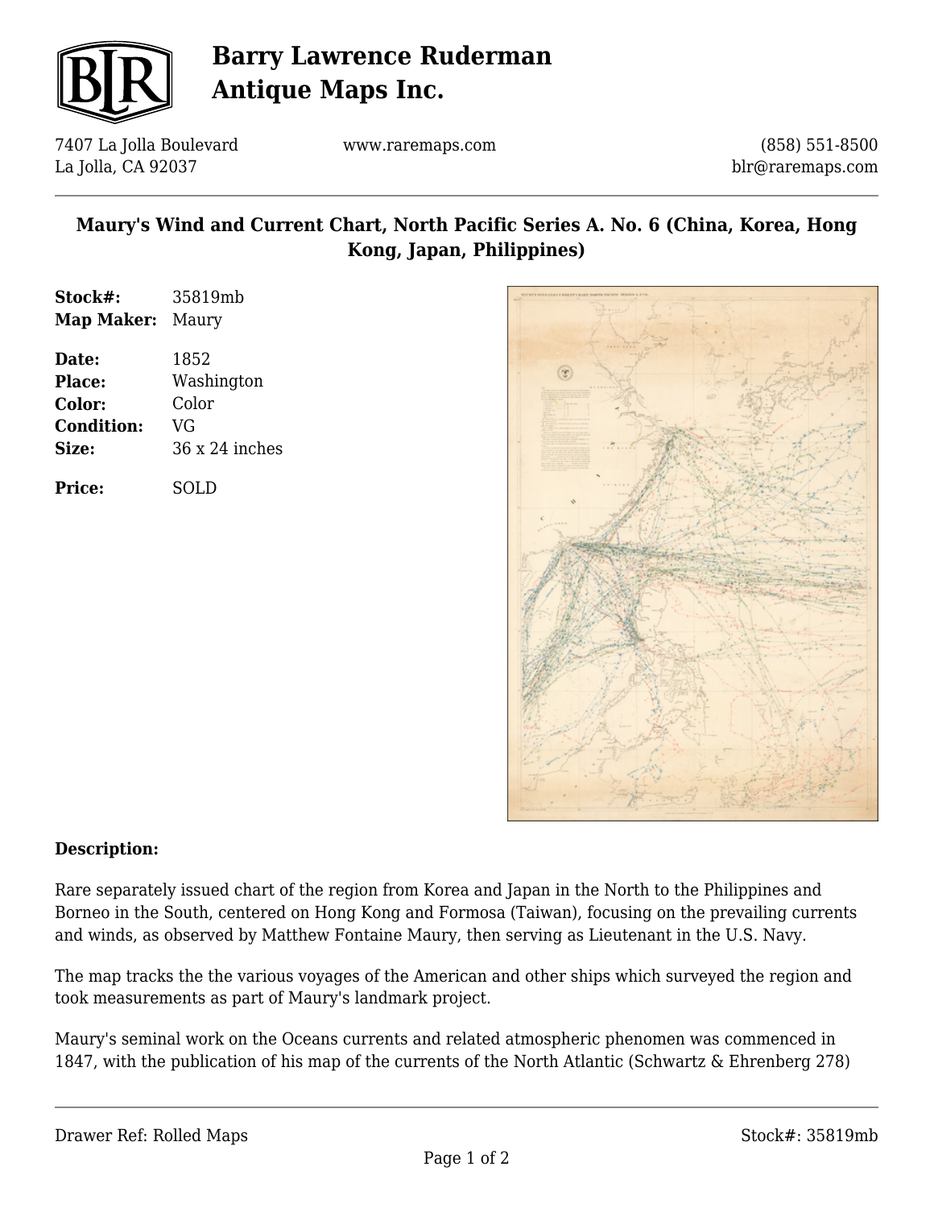# Barry Lawrence Ruderman Antique Maps Inc.

7407 La Jolla Boulevard
La Jolla, CA 92037

www.raremaps.com

(858) 551-8500
blr@raremaps.com

## Maury's Wind and Current Chart, North Pacific Series A. No. 6 (China, Korea, Hong Kong, Japan, Philippines)

**Stock#:** 35819mb
**Map Maker:** Maury

**Date:** 1852
**Place:** Washington
**Color:** Color
**Condition:** VG
**Size:** 36 x 24 inches

**Price:** SOLD

### Description:

Rare separately issued chart of the region from Korea and Japan in the North to the Philippines and Borneo in the South, centered on Hong Kong and Formosa (Taiwan), focusing on the prevailing currents and winds, as observed by Matthew Fontaine Maury, then serving as Lieutenant in the U.S. Navy.

The map tracks the the various voyages of the American and other ships which surveyed the region and took measurements as part of Maury's landmark project.

Maury's seminal work on the Oceans currents and related atmospheric phenomen was commenced in 1847, with the publication of his map of the currents of the North Atlantic (Schwartz & Ehrenberg 278)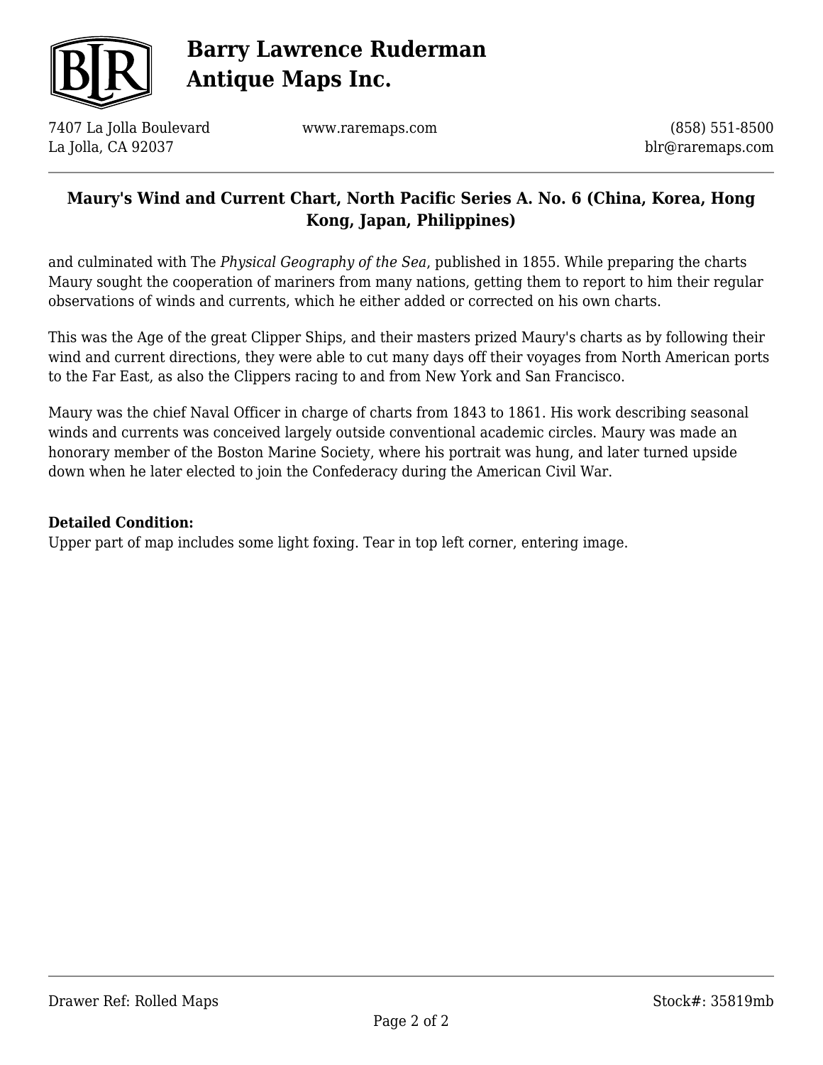## Maury's Wind and Current Chart, North Pacific Series A. No. 6 (China, Korea, Hong Kong, Japan, Philippines)

and culminated with The *Physical Geography of the Sea*, published in 1855. While preparing the charts Maury sought the cooperation of mariners from many nations, getting them to report to him their regular observations of winds and currents, which he either added or corrected on his own charts.

This was the Age of the great Clipper Ships, and their masters prized Maury's charts as by following their wind and current directions, they were able to cut many days off their voyages from North American ports to the Far East, as also the Clippers racing to and from New York and San Francisco.

Maury was the chief Naval Officer in charge of charts from 1843 to 1861. His work describing seasonal winds and currents was conceived largely outside conventional academic circles. Maury was made an honorary member of the Boston Marine Society, where his portrait was hung, and later turned upside down when he later elected to join the Confederacy during the American Civil War.

**Detailed Condition:**
Upper part of map includes some light foxing. Tear in top left corner, entering image.

Drawer Ref: Rolled Maps

Stock#: 35819mb